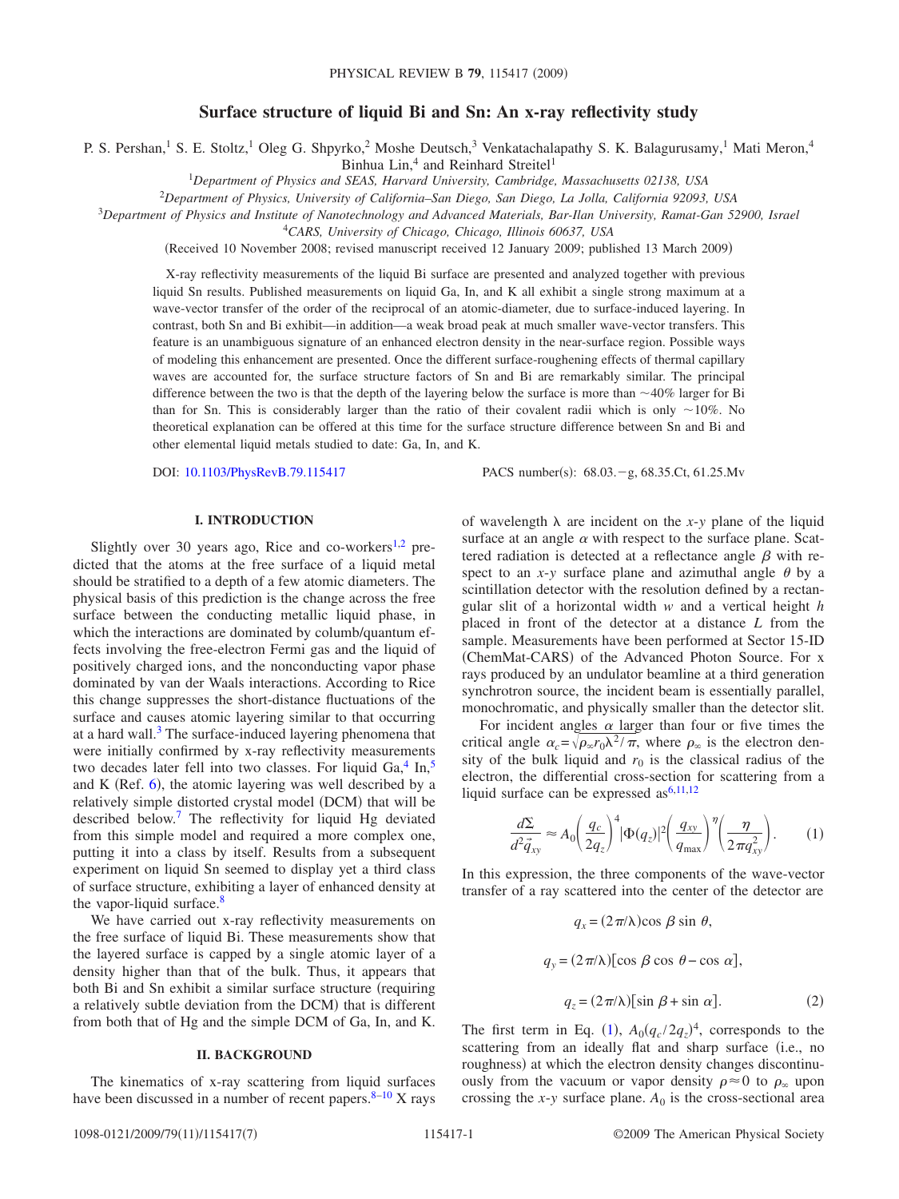# Surface structure of liquid Bi and Sn: An x-ray reflectivity study

P. S. Pershan,[1] S. E. Stoltz,[1] Oleg G. Shpyrko,[2] Moshe Deutsch,[3] Venkatachalapathy S. K. Balagurusamy,[1] Mati Meron,[4] Binhua Lin,[4] and Reinhard Streitel[1]

[1]*Department of Physics and SEAS, Harvard University, Cambridge, Massachusetts 02138, USA*

[2]*Department of Physics, University of California–San Diego, San Diego, La Jolla, California 92093, USA*

[3]*Department of Physics and Institute of Nanotechnology and Advanced Materials, Bar-Ilan University, Ramat-Gan 52900, Israel*

[4]*CARS, University of Chicago, Chicago, Illinois 60637, USA*

(Received 10 November 2008; revised manuscript received 12 January 2009; published 13 March 2009)

X-ray reflectivity measurements of the liquid Bi surface are presented and analyzed together with previous liquid Sn results. Published measurements on liquid Ga, In, and K all exhibit a single strong maximum at a wave-vector transfer of the order of the reciprocal of an atomic-diameter, due to surface-induced layering. In contrast, both Sn and Bi exhibit—in addition—a weak broad peak at much smaller wave-vector transfers. This feature is an unambiguous signature of an enhanced electron density in the near-surface region. Possible ways of modeling this enhancement are presented. Once the different surface-roughening effects of thermal capillary waves are accounted for, the surface structure factors of Sn and Bi are remarkably similar. The principal difference between the two is that the depth of the layering below the surface is more than ~40% larger for Bi than for Sn. This is considerably larger than the ratio of their covalent radii which is only ~10%. No theoretical explanation can be offered at this time for the surface structure difference between Sn and Bi and other elemental liquid metals studied to date: Ga, In, and K.

DOI: 10.1103/PhysRevB.79.115417 PACS number(s): 68.03.−g, 68.35.Ct, 61.25.Mv

## I. INTRODUCTION

Slightly over 30 years ago, Rice and co-workers[1,2] predicted that the atoms at the free surface of a liquid metal should be stratified to a depth of a few atomic diameters. The physical basis of this prediction is the change across the free surface between the conducting metallic liquid phase, in which the interactions are dominated by columb/quantum effects involving the free-electron Fermi gas and the liquid of positively charged ions, and the nonconducting vapor phase dominated by van der Waals interactions. According to Rice this change suppresses the short-distance fluctuations of the surface and causes atomic layering similar to that occurring at a hard wall.[3] The surface-induced layering phenomena that were initially confirmed by x-ray reflectivity measurements two decades later fell into two classes. For liquid Ga,[4] In,[5] and K (Ref. 6), the atomic layering was well described by a relatively simple distorted crystal model (DCM) that will be described below.[7] The reflectivity for liquid Hg deviated from this simple model and required a more complex one, putting it into a class by itself. Results from a subsequent experiment on liquid Sn seemed to display yet a third class of surface structure, exhibiting a layer of enhanced density at the vapor-liquid surface.[8]

We have carried out x-ray reflectivity measurements on the free surface of liquid Bi. These measurements show that the layered surface is capped by a single atomic layer of a density higher than that of the bulk. Thus, it appears that both Bi and Sn exhibit a similar surface structure (requiring a relatively subtle deviation from the DCM) that is different from both that of Hg and the simple DCM of Ga, In, and K.

## II. BACKGROUND

The kinematics of x-ray scattering from liquid surfaces have been discussed in a number of recent papers.[8–10] X rays of wavelength $\lambda$ are incident on the $x$-$y$ plane of the liquid surface at an angle $\alpha$ with respect to the surface plane. Scattered radiation is detected at a reflectance angle $\beta$ with respect to an $x$-$y$ surface plane and azimuthal angle $\theta$ by a scintillation detector with the resolution defined by a rectangular slit of a horizontal width $w$ and a vertical height $h$ placed in front of the detector at a distance $L$ from the sample. Measurements have been performed at Sector 15-ID (ChemMat-CARS) of the Advanced Photon Source. For x rays produced by an undulator beamline at a third generation synchrotron source, the incident beam is essentially parallel, monochromatic, and physically smaller than the detector slit.

For incident angles $\alpha$ larger than four or five times the critical angle $\alpha_c=\sqrt{\rho_\infty r_0 \lambda^2/\pi}$, where $\rho_\infty$ is the electron density of the bulk liquid and $r_0$ is the classical radius of the electron, the differential cross-section for scattering from a liquid surface can be expressed as[6,11,12]

$$\frac{d\Sigma}{d^2\vec{q}_{xy}} \approx A_0\left(\frac{q_c}{2q_z}\right)^4 |\Phi(q_z)|^2 \left(\frac{q_{xy}}{q_{\max}}\right)^\eta \left(\frac{\eta}{2\pi q_{xy}^2}\right). \quad (1)$$

In this expression, the three components of the wave-vector transfer of a ray scattered into the center of the detector are

$$q_x = (2\pi/\lambda)\cos\beta \sin\theta,$$

$$q_y = (2\pi/\lambda)[\cos\beta\cos\theta - \cos\alpha],$$

$$q_z = (2\pi/\lambda)[\sin\beta + \sin\alpha]. \quad (2)$$

The first term in Eq. (1), $A_0(q_c/2q_z)^4$, corresponds to the scattering from an ideally flat and sharp surface (i.e., no roughness) at which the electron density changes discontinuously from the vacuum or vapor density $\rho \approx 0$ to $\rho_\infty$ upon crossing the $x$-$y$ surface plane. $A_0$ is the cross-sectional area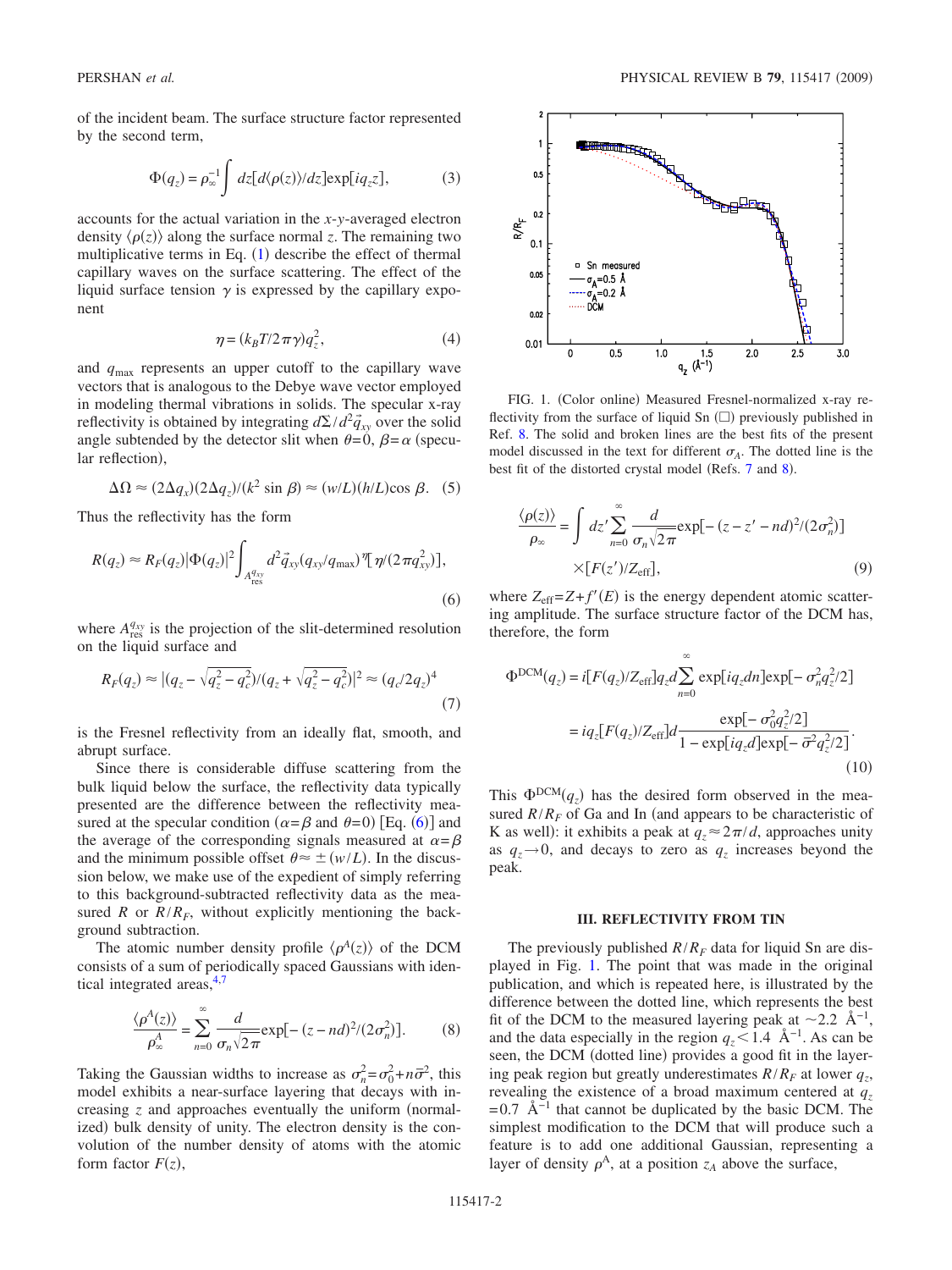of the incident beam. The surface structure factor represented by the second term,

$$\Phi(q_z) = \rho_\infty^{-1} \int dz [d\langle \rho(z) \rangle / dz] \exp[i q_z z], \tag{3}$$

accounts for the actual variation in the $x$-$y$-averaged electron density $\langle \rho(z) \rangle$ along the surface normal $z$. The remaining two multiplicative terms in Eq. (1) describe the effect of thermal capillary waves on the surface scattering. The effect of the liquid surface tension $\gamma$ is expressed by the capillary exponent

$$\eta = (k_B T / 2\pi\gamma) q_z^2, \tag{4}$$

and $q_{max}$ represents an upper cutoff to the capillary wave vectors that is analogous to the Debye wave vector employed in modeling thermal vibrations in solids. The specular x-ray reflectivity is obtained by integrating $d\Sigma / d^2\vec{q}_{xy}$ over the solid angle subtended by the detector slit when $\theta = 0$, $\beta = \alpha$ (specular reflection),

$$\Delta\Omega \approx (2\Delta q_x)(2\Delta q_z)/(k^2 \sin\beta) \approx (w/L)(h/L)\cos\beta. \tag{5}$$

Thus the reflectivity has the form

$$R(q_z) \approx R_F(q_z) |\Phi(q_z)|^2 \int_{A_{\rm res}^{q_{xy}}} d^2\vec{q}_{xy} (q_{xy}/q_{max})^\eta [\eta / (2\pi q_{xy}^2)], \tag{6}$$

where $A_{\rm res}^{q_{xy}}$ is the projection of the slit-determined resolution on the liquid surface and

$$R_F(q_z) \approx |(q_z - \sqrt{q_z^2 - q_c^2})/(q_z + \sqrt{q_z^2 - q_c^2})|^2 \approx (q_c / 2q_z)^4 \tag{7}$$

is the Fresnel reflectivity from an ideally flat, smooth, and abrupt surface.

Since there is considerable diffuse scattering from the bulk liquid below the surface, the reflectivity data typically presented are the difference between the reflectivity measured at the specular condition ($\alpha = \beta$ and $\theta = 0$) [Eq. (6)] and the average of the corresponding signals measured at $\alpha = \beta$ and the minimum possible offset $\theta \approx \pm (w/L)$. In the discussion below, we make use of the expedient of simply referring to this background-subtracted reflectivity data as the measured $R$ or $R/R_F$, without explicitly mentioning the background subtraction.

The atomic number density profile $\langle \rho^A(z) \rangle$ of the DCM consists of a sum of periodically spaced Gaussians with identical integrated areas,[4,7]

$$\frac{\langle \rho^A(z) \rangle}{\rho_\infty^A} = \sum_{n=0}^{\infty} \frac{d}{\sigma_n \sqrt{2\pi}} \exp[-(z - nd)^2 / (2\sigma_n^2)]. \tag{8}$$

Taking the Gaussian widths to increase as $\sigma_n^2 = \sigma_0^2 + n\bar{\sigma}^2$, this model exhibits a near-surface layering that decays with increasing $z$ and approaches eventually the uniform (normalized) bulk density of unity. The electron density is the convolution of the number density of atoms with the atomic form factor $F(z)$,

FIG. 1. (Color online) Measured Fresnel-normalized x-ray reflectivity from the surface of liquid Sn (□) previously published in Ref. 8. The solid and broken lines are the best fits of the present model discussed in the text for different $\sigma_A$. The dotted line is the best fit of the distorted crystal model (Refs. 7 and 8).

$$\frac{\langle \rho(z) \rangle}{\rho_\infty} = \int dz' \sum_{n=0}^{\infty} \frac{d}{\sigma_n \sqrt{2\pi}} \exp[-(z - z' - nd)^2 / (2\sigma_n^2)] \times [F(z') / Z_{\rm eff}], \tag{9}$$

where $Z_{\rm eff} = Z + f'(E)$ is the energy dependent atomic scattering amplitude. The surface structure factor of the DCM has, therefore, the form

$$\begin{aligned}\Phi^{\rm DCM}(q_z) &= i[F(q_z)/Z_{\rm eff}] q_z d \sum_{n=0}^{\infty} \exp[i q_z d n] \exp[-\sigma_n^2 q_z^2 / 2] \\ &= i q_z [F(q_z)/Z_{\rm eff}] d \frac{\exp[-\sigma_0^2 q_z^2/2]}{1 - \exp[i q_z d] \exp[-\bar{\sigma}^2 q_z^2 / 2]}.\end{aligned} \tag{10}$$

This $\Phi^{\rm DCM}(q_z)$ has the desired form observed in the measured $R/R_F$ of Ga and In (and appears to be characteristic of K as well): it exhibits a peak at $q_z \approx 2\pi/d$, approaches unity as $q_z \to 0$, and decays to zero as $q_z$ increases beyond the peak.

## III. REFLECTIVITY FROM TIN

The previously published $R/R_F$ data for liquid Sn are displayed in Fig. 1. The point that was made in the original publication, and which is repeated here, is illustrated by the difference between the dotted line, which represents the best fit of the DCM to the measured layering peak at $\sim 2.2$ Å$^{-1}$, and the data especially in the region $q_z < 1.4$ Å$^{-1}$. As can be seen, the DCM (dotted line) provides a good fit in the layering peak region but greatly underestimates $R/R_F$ at lower $q_z$, revealing the existence of a broad maximum centered at $q_z = 0.7$ Å$^{-1}$ that cannot be duplicated by the basic DCM. The simplest modification to the DCM that will produce such a feature is to add one additional Gaussian, representing a layer of density $\rho^A$, at a position $z_A$ above the surface,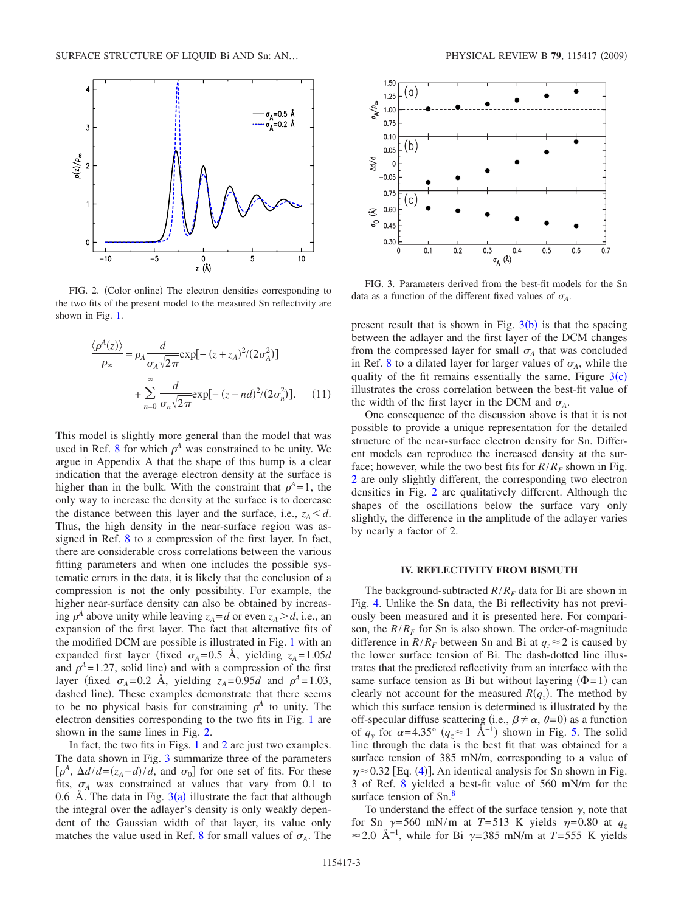FIG. 2. (Color online) The electron densities corresponding to the two fits of the present model to the measured Sn reflectivity are shown in Fig. 1.

$$\frac{\langle \rho^A(z)\rangle}{\rho_\infty} = \rho_A \frac{d}{\sigma_A\sqrt{2\pi}}\exp[-(z+z_A)^2/(2\sigma_A^2)] + \sum_{n=0}^{\infty}\frac{d}{\sigma_n\sqrt{2\pi}}\exp[-(z-nd)^2/(2\sigma_n^2)]. \quad (11)$$

This model is slightly more general than the model that was used in Ref. 8 for which $\rho^A$ was constrained to be unity. We argue in Appendix A that the shape of this bump is a clear indication that the average electron density at the surface is higher than in the bulk. With the constraint that $\rho^A=1$, the only way to increase the density at the surface is to decrease the distance between this layer and the surface, i.e., $z_A<d$. Thus, the high density in the near-surface region was assigned in Ref. 8 to a compression of the first layer. In fact, there are considerable cross correlations between the various fitting parameters and when one includes the possible systematic errors in the data, it is likely that the conclusion of a compression is not the only possibility. For example, the higher near-surface density can also be obtained by increasing $\rho^A$ above unity while leaving $z_A=d$ or even $z_A>d$, i.e., an expansion of the first layer. The fact that alternative fits of the modified DCM are possible is illustrated in Fig. 1 with an expanded first layer (fixed $\sigma_A=0.5$ Å, yielding $z_A=1.05d$ and $\rho^A=1.27$, solid line) and with a compression of the first layer (fixed $\sigma_A=0.2$ Å, yielding $z_A=0.95d$ and $\rho^A=1.03$, dashed line). These examples demonstrate that there seems to be no physical basis for constraining $\rho^A$ to unity. The electron densities corresponding to the two fits in Fig. 1 are shown in the same lines in Fig. 2.

In fact, the two fits in Figs. 1 and 2 are just two examples. The data shown in Fig. 3 summarize three of the parameters [$\rho^A$, $\Delta d/d=(z_A-d)/d$, and $\sigma_0$] for one set of fits. For these fits, $\sigma_A$ was constrained at values that vary from 0.1 to 0.6 Å. The data in Fig. 3(a) illustrate the fact that although the integral over the adlayer's density is only weakly dependent of the Gaussian width of that layer, its value only matches the value used in Ref. 8 for small values of $\sigma_A$. The present result that is shown in Fig. 3(b) is that the spacing between the adlayer and the first layer of the DCM changes from the compressed layer for small $\sigma_A$ that was concluded in Ref. 8 to a dilated layer for larger values of $\sigma_A$, while the quality of the fit remains essentially the same. Figure 3(c) illustrates the cross correlation between the best-fit value of the width of the first layer in the DCM and $\sigma_A$.

FIG. 3. Parameters derived from the best-fit models for the Sn data as a function of the different fixed values of $\sigma_A$.

One consequence of the discussion above is that it is not possible to provide a unique representation for the detailed structure of the near-surface electron density for Sn. Different models can reproduce the increased density at the surface; however, while the two best fits for $R/R_F$ shown in Fig. 2 are only slightly different, the corresponding two electron densities in Fig. 2 are qualitatively different. Although the shapes of the oscillations below the surface vary only slightly, the difference in the amplitude of the adlayer varies by nearly a factor of 2.

## IV. REFLECTIVITY FROM BISMUTH

The background-subtracted $R/R_F$ data for Bi are shown in Fig. 4. Unlike the Sn data, the Bi reflectivity has not previously been measured and it is presented here. For comparison, the $R/R_F$ for Sn is also shown. The order-of-magnitude difference in $R/R_F$ between Sn and Bi at $q_z\approx 2$ is caused by the lower surface tension of Bi. The dash-dotted line illustrates that the predicted reflectivity from an interface with the same surface tension as Bi but without layering ($\Phi=1$) can clearly not account for the measured $R(q_z)$. The method by which this surface tension is determined is illustrated by the off-specular diffuse scattering (i.e., $\beta\neq\alpha$, $\theta=0$) as a function of $q_y$ for $\alpha=4.35°$ ($q_z\approx 1$ Å$^{-1}$) shown in Fig. 5. The solid line through the data is the best fit that was obtained for a surface tension of 385 mN/m, corresponding to a value of $\eta\approx 0.32$ [Eq. (4)]. An identical analysis for Sn shown in Fig. 3 of Ref. 8 yielded a best-fit value of 560 mN/m for the surface tension of Sn.[8]

To understand the effect of the surface tension $\gamma$, note that for Sn $\gamma=560$ mN/m at $T=513$ K yields $\eta=0.80$ at $q_z\approx 2.0$ Å$^{-1}$, while for Bi $\gamma=385$ mN/m at $T=555$ K yields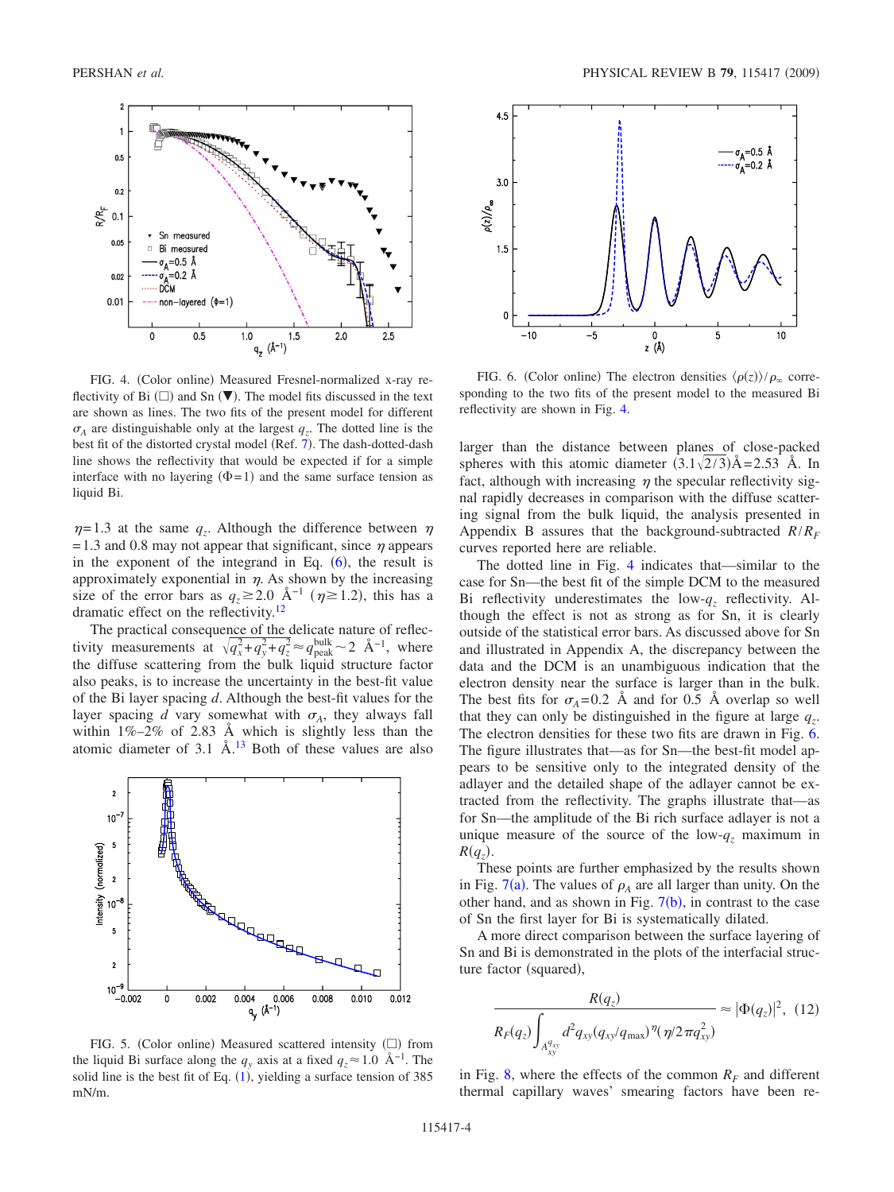FIG. 4. (Color online) Measured Fresnel-normalized x-ray reflectivity of Bi (□) and Sn (▼). The model fits discussed in the text are shown as lines. The two fits of the present model for different $\sigma_A$ are distinguishable only at the largest $q_z$. The dotted line is the best fit of the distorted crystal model (Ref. 7). The dash-dotted-dash line shows the reflectivity that would be expected if for a simple interface with no layering ($\Phi=1$) and the same surface tension as liquid Bi.

FIG. 6. (Color online) The electron densities $\langle\rho(z)\rangle/\rho_\infty$ corresponding to the two fits of the present model to the measured Bi reflectivity are shown in Fig. 4.

$\eta=1.3$ at the same $q_z$. Although the difference between $\eta=1.3$ and 0.8 may not appear that significant, since $\eta$ appears in the exponent of the integrand in Eq. (6), the result is approximately exponential in $\eta$. As shown by the increasing size of the error bars as $q_z \gtrsim 2.0$ Å$^{-1}$ ($\eta \gtrsim 1.2$), this has a dramatic effect on the reflectivity.[12]

The practical consequence of the delicate nature of reflectivity measurements at $\sqrt{q_x^2+q_y^2+q_z^2} \approx q_{\text{peak}}^{\text{bulk}} \sim 2$ Å$^{-1}$, where the diffuse scattering from the bulk liquid structure factor also peaks, is to increase the uncertainty in the best-fit value of the Bi layer spacing $d$. Although the best-fit values for the layer spacing $d$ vary somewhat with $\sigma_A$, they always fall within 1%–2% of 2.83 Å which is slightly less than the atomic diameter of 3.1 Å.[13] Both of these values are also larger than the distance between planes of close-packed spheres with this atomic diameter $(3.1\sqrt{2/3})$Å$=2.53$ Å. In fact, although with increasing $\eta$ the specular reflectivity signal rapidly decreases in comparison with the diffuse scattering signal from the bulk liquid, the analysis presented in Appendix B assures that the background-subtracted $R/R_F$ curves reported here are reliable.

FIG. 5. (Color online) Measured scattered intensity (□) from the liquid Bi surface along the $q_y$ axis at a fixed $q_z \approx 1.0$ Å$^{-1}$. The solid line is the best fit of Eq. (1), yielding a surface tension of 385 mN/m.

The dotted line in Fig. 4 indicates that—similar to the case for Sn—the best fit of the simple DCM to the measured Bi reflectivity underestimates the low-$q_z$ reflectivity. Although the effect is not as strong as for Sn, it is clearly outside of the statistical error bars. As discussed above for Sn and illustrated in Appendix A, the discrepancy between the data and the DCM is an unambiguous indication that the electron density near the surface is larger than in the bulk. The best fits for $\sigma_A=0.2$ Å and for 0.5 Å overlap so well that they can only be distinguished in the figure at large $q_z$. The electron densities for these two fits are drawn in Fig. 6. The figure illustrates that—as for Sn—the best-fit model appears to be sensitive only to the integrated density of the adlayer and the detailed shape of the adlayer cannot be extracted from the reflectivity. The graphs illustrate that—as for Sn—the amplitude of the Bi rich surface adlayer is not a unique measure of the source of the low-$q_z$ maximum in $R(q_z)$.

These points are further emphasized by the results shown in Fig. 7(a). The values of $\rho_A$ are all larger than unity. On the other hand, and as shown in Fig. 7(b), in contrast to the case of Sn the first layer for Bi is systematically dilated.

A more direct comparison between the surface layering of Sn and Bi is demonstrated in the plots of the interfacial structure factor (squared),

$$\frac{R(q_z)}{R_F(q_z)\int_{A_{xy}^{q_{xy}}} d^2q_{xy}(q_{xy}/q_{\max})^{\eta}(\eta/2\pi q_{xy}^2)} \approx |\Phi(q_z)|^2, \quad (12)$$

in Fig. 8, where the effects of the common $R_F$ and different thermal capillary waves' smearing factors have been re-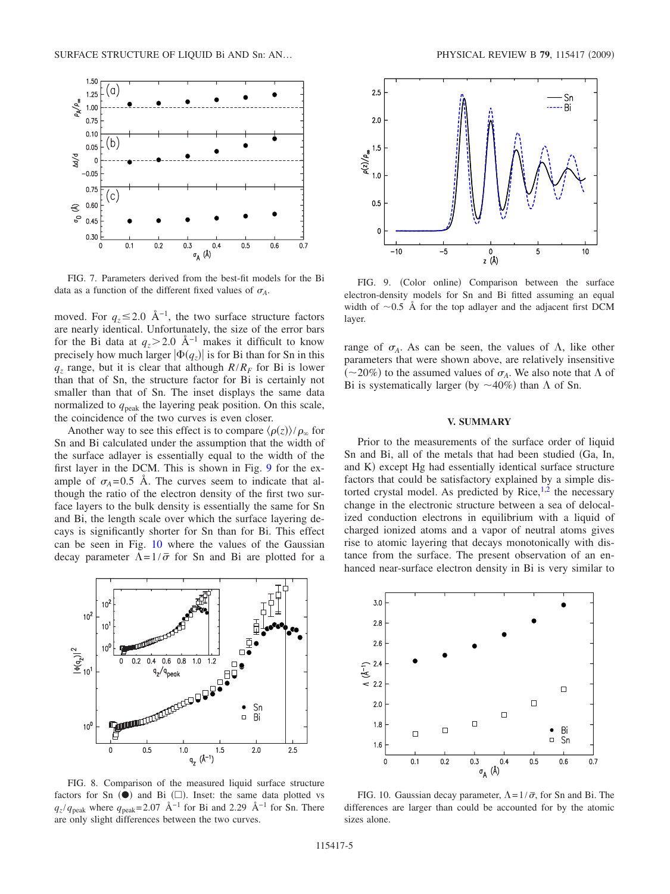FIG. 7. Parameters derived from the best-fit models for the Bi data as a function of the different fixed values of $\sigma_A$.

moved. For $q_z \leq 2.0$ Å$^{-1}$, the two surface structure factors are nearly identical. Unfortunately, the size of the error bars for the Bi data at $q_z > 2.0$ Å$^{-1}$ makes it difficult to know precisely how much larger $|\Phi(q_z)|$ is for Bi than for Sn in this $q_z$ range, but it is clear that although $R/R_F$ for Bi is lower than that of Sn, the structure factor for Bi is certainly not smaller than that of Sn. The inset displays the same data normalized to $q_{\mathrm{peak}}$ the layering peak position. On this scale, the coincidence of the two curves is even closer.

Another way to see this effect is to compare $\langle \rho(z) \rangle / \rho_\infty$ for Sn and Bi calculated under the assumption that the width of the surface adlayer is essentially equal to the width of the first layer in the DCM. This is shown in Fig. 9 for the example of $\sigma_A = 0.5$ Å. The curves seem to indicate that although the ratio of the electron density of the first two surface layers to the bulk density is essentially the same for Sn and Bi, the length scale over which the surface layering decays is significantly shorter for Sn than for Bi. This effect can be seen in Fig. 10 where the values of the Gaussian decay parameter $\Lambda = 1/\bar{\sigma}$ for Sn and Bi are plotted for a range of $\sigma_A$. As can be seen, the values of $\Lambda$, like other parameters that were shown above, are relatively insensitive ($\sim$20%) to the assumed values of $\sigma_A$. We also note that $\Lambda$ of Bi is systematically larger (by $\sim$40%) than $\Lambda$ of Sn.

FIG. 8. Comparison of the measured liquid surface structure factors for Sn (●) and Bi (□). Inset: the same data plotted vs $q_z/q_{\mathrm{peak}}$ where $q_{\mathrm{peak}} = 2.07$ Å$^{-1}$ for Bi and 2.29 Å$^{-1}$ for Sn. There are only slight differences between the two curves.

FIG. 9. (Color online) Comparison between the surface electron-density models for Sn and Bi fitted assuming an equal width of $\sim$0.5 Å for the top adlayer and the adjacent first DCM layer.

## V. SUMMARY

Prior to the measurements of the surface order of liquid Sn and Bi, all of the metals that had been studied (Ga, In, and K) except Hg had essentially identical surface structure factors that could be satisfactory explained by a simple distorted crystal model. As predicted by Rice,[1,2] the necessary change in the electronic structure between a sea of delocalized conduction electrons in equilibrium with a liquid of charged ionized atoms and a vapor of neutral atoms gives rise to atomic layering that decays monotonically with distance from the surface. The present observation of an enhanced near-surface electron density in Bi is very similar to

FIG. 10. Gaussian decay parameter, $\Lambda = 1/\bar{\sigma}$, for Sn and Bi. The differences are larger than could be accounted for by the atomic sizes alone.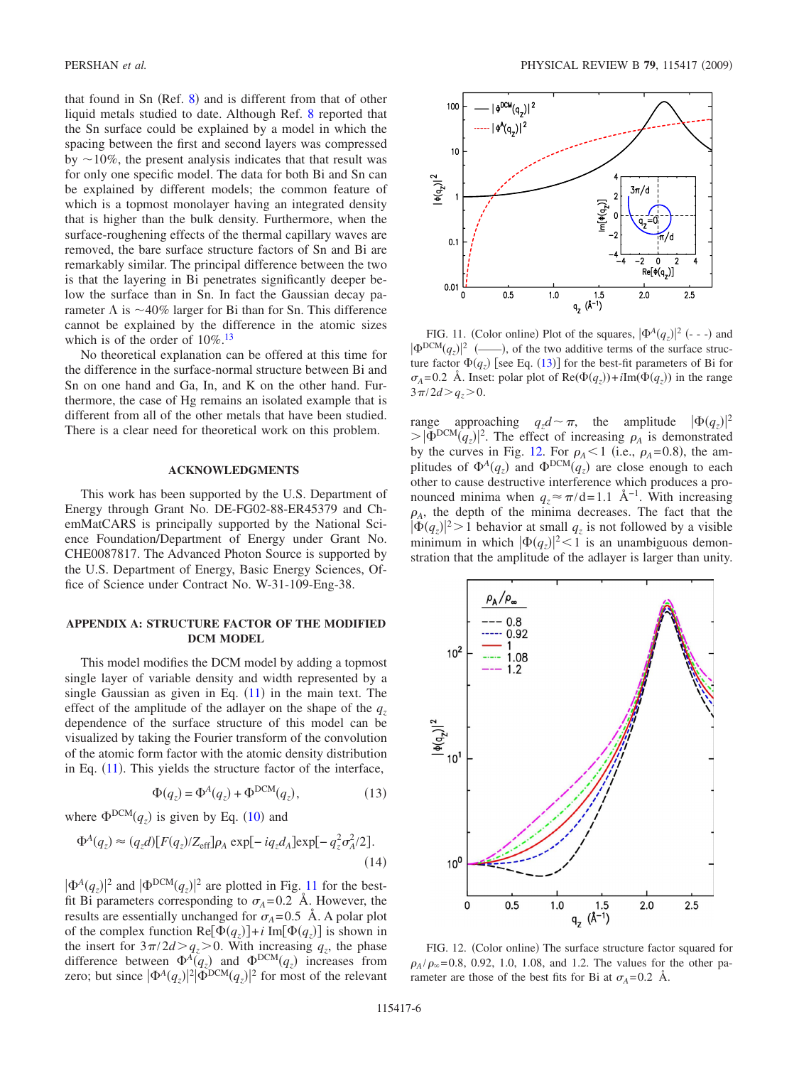that found in Sn (Ref. 8) and is different from that of other liquid metals studied to date. Although Ref. 8 reported that the Sn surface could be explained by a model in which the spacing between the first and second layers was compressed by ~10%, the present analysis indicates that that result was for only one specific model. The data for both Bi and Sn can be explained by different models; the common feature of which is a topmost monolayer having an integrated density that is higher than the bulk density. Furthermore, when the surface-roughening effects of the thermal capillary waves are removed, the bare surface structure factors of Sn and Bi are remarkably similar. The principal difference between the two is that the layering in Bi penetrates significantly deeper below the surface than in Sn. In fact the Gaussian decay parameter Λ is ~40% larger for Bi than for Sn. This difference cannot be explained by the difference in the atomic sizes which is of the order of 10%.[13]

No theoretical explanation can be offered at this time for the difference in the surface-normal structure between Bi and Sn on one hand and Ga, In, and K on the other hand. Furthermore, the case of Hg remains an isolated example that is different from all of the other metals that have been studied. There is a clear need for theoretical work on this problem.

## ACKNOWLEDGMENTS

This work has been supported by the U.S. Department of Energy through Grant No. DE-FG02-88-ER45379 and ChemMatCARS is principally supported by the National Science Foundation/Department of Energy under Grant No. CHE0087817. The Advanced Photon Source is supported by the U.S. Department of Energy, Basic Energy Sciences, Office of Science under Contract No. W-31-109-Eng-38.

## APPENDIX A: STRUCTURE FACTOR OF THE MODIFIED DCM MODEL

This model modifies the DCM model by adding a topmost single layer of variable density and width represented by a single Gaussian as given in Eq. (11) in the main text. The effect of the amplitude of the adlayer on the shape of the $q_z$ dependence of the surface structure of this model can be visualized by taking the Fourier transform of the convolution of the atomic form factor with the atomic density distribution in Eq. (11). This yields the structure factor of the interface,

$$\Phi(q_z) = \Phi^A(q_z) + \Phi^{\mathrm{DCM}}(q_z), \tag{13}$$

where $\Phi^{\mathrm{DCM}}(q_z)$ is given by Eq. (10) and

$$\Phi^A(q_z) \approx (q_z d)[F(q_z)/Z_{\mathrm{eff}}]\rho_A \exp[-iq_z d_A]\exp[-q_z^2\sigma_A^2/2]. \tag{14}$$

$|\Phi^A(q_z)|^2$ and $|\Phi^{\mathrm{DCM}}(q_z)|^2$ are plotted in Fig. 11 for the best-fit Bi parameters corresponding to $\sigma_A=0.2$ Å. However, the results are essentially unchanged for $\sigma_A=0.5$ Å. A polar plot of the complex function $\mathrm{Re}[\Phi(q_z)]+i\,\mathrm{Im}[\Phi(q_z)]$ is shown in the insert for $3\pi/2d > q_z > 0$. With increasing $q_z$, the phase difference between $\Phi^A(q_z)$ and $\Phi^{\mathrm{DCM}}(q_z)$ increases from zero; but since $|\Phi^A(q_z)|^2|\Phi^{\mathrm{DCM}}(q_z)|^2$ for most of the relevant range approaching $q_z d \sim \pi$, the amplitude $|\Phi(q_z)|^2 > |\Phi^{\mathrm{DCM}}(q_z)|^2$. The effect of increasing $\rho_A$ is demonstrated by the curves in Fig. 12. For $\rho_A < 1$ (i.e., $\rho_A=0.8$), the amplitudes of $\Phi^A(q_z)$ and $\Phi^{\mathrm{DCM}}(q_z)$ are close enough to each other to cause destructive interference which produces a pronounced minima when $q_z \approx \pi/d = 1.1$ Å$^{-1}$. With increasing $\rho_A$, the depth of the minima decreases. The fact that the $|\Phi(q_z)|^2 > 1$ behavior at small $q_z$ is not followed by a visible minimum in which $|\Phi(q_z)|^2 < 1$ is an unambiguous demonstration that the amplitude of the adlayer is larger than unity.

FIG. 11. (Color online) Plot of the squares, $|\Phi^A(q_z)|^2$ (- - -) and $|\Phi^{\mathrm{DCM}}(q_z)|^2$ (——), of the two additive terms of the surface structure factor $\Phi(q_z)$ [see Eq. (13)] for the best-fit parameters of Bi for $\sigma_A=0.2$ Å. Inset: polar plot of $\mathrm{Re}(\Phi(q_z))+i\mathrm{Im}(\Phi(q_z))$ in the range $3\pi/2d > q_z > 0$.

FIG. 12. (Color online) The surface structure factor squared for $\rho_A/\rho_\infty=0.8$, 0.92, 1.0, 1.08, and 1.2. The values for the other parameter are those of the best fits for Bi at $\sigma_A=0.2$ Å.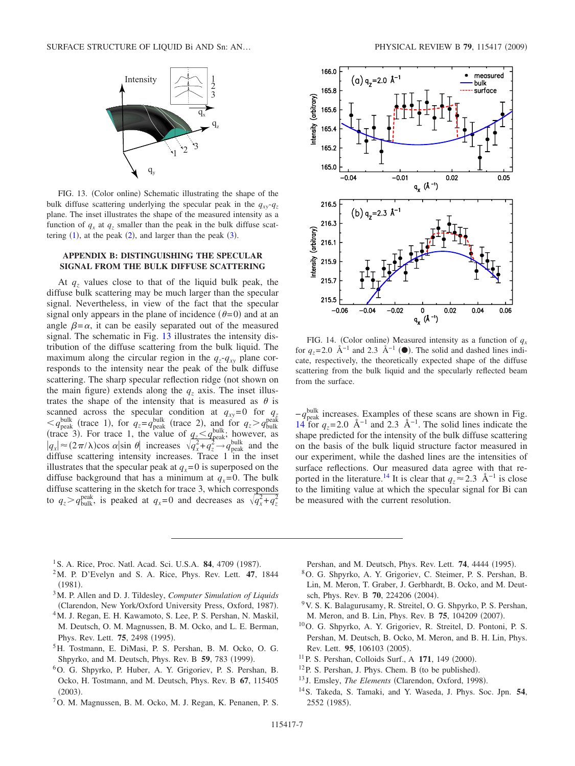Intensity

1
2
3

$q_x$

$q_z$

1 2 3

$q_y$

FIG. 13. (Color online) Schematic illustrating the shape of the bulk diffuse scattering underlying the specular peak in the $q_{xy}$-$q_z$ plane. The inset illustrates the shape of the measured intensity as a function of $q_x$ at $q_z$ smaller than the peak in the bulk diffuse scattering (1), at the peak (2), and larger than the peak (3).

## APPENDIX B: DISTINGUISHING THE SPECULAR SIGNAL FROM THE BULK DIFFUSE SCATTERING

At $q_z$ values close to that of the liquid bulk peak, the diffuse bulk scattering may be much larger than the specular signal. Nevertheless, in view of the fact that the specular signal only appears in the plane of incidence ($\theta=0$) and at an angle $\beta=\alpha$, it can be easily separated out of the measured signal. The schematic in Fig. 13 illustrates the intensity distribution of the diffuse scattering from the bulk liquid. The maximum along the circular region in the $q_z$-$q_{xy}$ plane corresponds to the intensity near the peak of the bulk diffuse scattering. The sharp specular reflection ridge (not shown on the main figure) extends along the $q_z$ axis. The inset illustrates the shape of the intensity that is measured as $\theta$ is scanned across the specular condition at $q_{xy}=0$ for $q_z < q_{\text{peak}}^{\text{bulk}}$ (trace 1), for $q_z = q_{\text{peak}}^{\text{bulk}}$ (trace 2), and for $q_z > q_{\text{bulk}}^{\text{peak}}$ (trace 3). For trace 1, the value of $q_z < q_{\text{peak}}^{\text{bulk}}$; however, as $|q_x| \approx (2\pi/\lambda)\cos\alpha|\sin\theta|$ increases $\sqrt{q_x^2+q_z^2} \to q_{\text{peak}}^{\text{bulk}}$ and the diffuse scattering intensity increases. Trace 1 in the inset illustrates that the specular peak at $q_x=0$ is superposed on the diffuse background that has a minimum at $q_x=0$. The bulk diffuse scattering in the sketch for trace 3, which corresponds to $q_z > q_{\text{bulk}}^{\text{peak}}$, is peaked at $q_x=0$ and decreases as $\sqrt{q_x^2+q_z^2} - q_{\text{peak}}^{\text{bulk}}$ increases. Examples of these scans are shown in Fig. 14 for $q_z=2.0$ Å$^{-1}$ and 2.3 Å$^{-1}$. The solid lines indicate the shape predicted for the intensity of the bulk diffuse scattering on the basis of the bulk liquid structure factor measured in our experiment, while the dashed lines are the intensities of surface reflections. Our measured data agree with that reported in the literature.[14] It is clear that $q_z \approx 2.3$ Å$^{-1}$ is close to the limiting value at which the specular signal for Bi can be measured with the current resolution.

(a) $q_z$=2.0 Å$^{-1}$

measured
bulk
surface

Intensity (arbitrary)

166.0
165.8
165.6
165.4
165.2
165.0

-0.04 -0.01 0.02 0.05

$q_x$ (Å$^{-1}$)

(b) $q_z$=2.3 Å$^{-1}$

Intensity (arbitrary)

216.5
216.3
216.1
215.9
215.7
215.5

-0.06 -0.04 -0.02 0 0.02 0.04 0.06

$q_x$ (Å$^{-1}$)

FIG. 14. (Color online) Measured intensity as a function of $q_x$ for $q_z$=2.0 Å$^{-1}$ and 2.3 Å$^{-1}$ (●). The solid and dashed lines indicate, respectively, the theoretically expected shape of the diffuse scattering from the bulk liquid and the specularly reflected beam from the surface.

---

[1] S. A. Rice, Proc. Natl. Acad. Sci. U.S.A. **84**, 4709 (1987).

[2] M. P. D'Evelyn and S. A. Rice, Phys. Rev. Lett. **47**, 1844 (1981).

[3] M. P. Allen and D. J. Tildesley, *Computer Simulation of Liquids* (Clarendon, New York/Oxford University Press, Oxford, 1987).

[4] M. J. Regan, E. H. Kawamoto, S. Lee, P. S. Pershan, N. Maskil, M. Deutsch, O. M. Magnussen, B. M. Ocko, and L. E. Berman, Phys. Rev. Lett. **75**, 2498 (1995).

[5] H. Tostmann, E. DiMasi, P. S. Pershan, B. M. Ocko, O. G. Shpyrko, and M. Deutsch, Phys. Rev. B **59**, 783 (1999).

[6] O. G. Shpyrko, P. Huber, A. Y. Grigoriev, P. S. Pershan, B. Ocko, H. Tostmann, and M. Deutsch, Phys. Rev. B **67**, 115405 (2003).

[7] O. M. Magnussen, B. M. Ocko, M. J. Regan, K. Penanen, P. S. Pershan, and M. Deutsch, Phys. Rev. Lett. **74**, 4444 (1995).

[8] O. G. Shpyrko, A. Y. Grigoriev, C. Steimer, P. S. Pershan, B. Lin, M. Meron, T. Graber, J. Gerbhardt, B. Ocko, and M. Deutsch, Phys. Rev. B **70**, 224206 (2004).

[9] V. S. K. Balagurusamy, R. Streitel, O. G. Shpyrko, P. S. Pershan, M. Meron, and B. Lin, Phys. Rev. B **75**, 104209 (2007).

[10] O. G. Shpyrko, A. Y. Grigoriev, R. Streitel, D. Pontoni, P. S. Pershan, M. Deutsch, B. Ocko, M. Meron, and B. H. Lin, Phys. Rev. Lett. **95**, 106103 (2005).

[11] P. S. Pershan, Colloids Surf., A **171**, 149 (2000).

[12] P. S. Pershan, J. Phys. Chem. B (to be published).

[13] J. Emsley, *The Elements* (Clarendon, Oxford, 1998).

[14] S. Takeda, S. Tamaki, and Y. Waseda, J. Phys. Soc. Jpn. **54**, 2552 (1985).